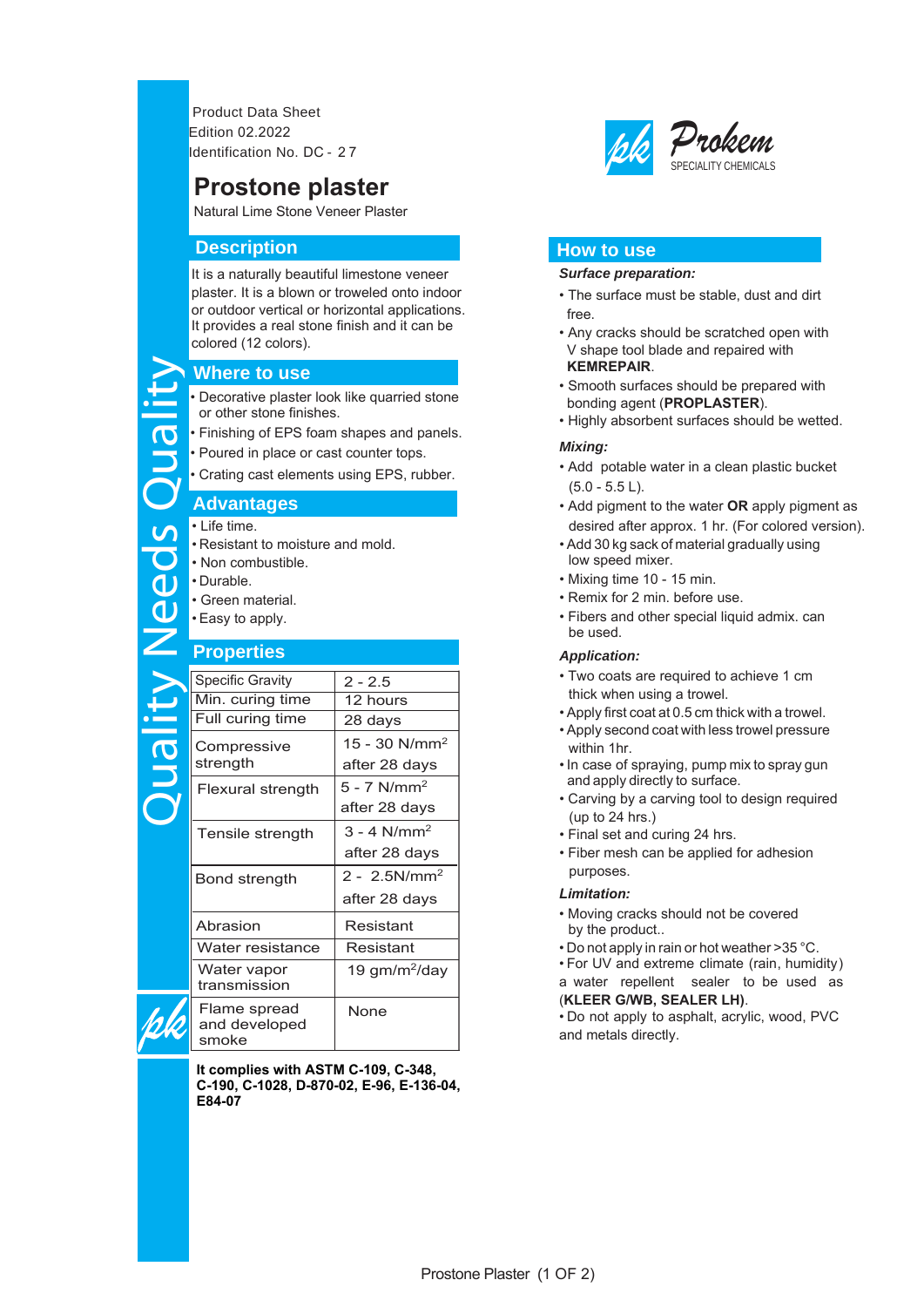Product Data Sheet
Edition 02.2022
Identification No. DC - 27

Prokem
SPECIALITY CHEMICALS

# Prostone plaster

Natural Lime Stone Veneer Plaster

## Description

It is a naturally beautiful limestone veneer plaster. It is a blown or troweled onto indoor or outdoor vertical or horizontal applications. It provides a real stone finish and it can be colored (12 colors).

## Where to use

- Decorative plaster look like quarried stone or other stone finishes.
- Finishing of EPS foam shapes and panels.
- Poured in place or cast counter tops.
- Crating cast elements using EPS, rubber.

## Advantages

- Life time.
- Resistant to moisture and mold.
- Non combustible.
- Durable.
- Green material.
- Easy to apply.

## Properties

| | |
|---|---|
| Specific Gravity | 2 - 2.5 |
| Min. curing time | 12 hours |
| Full curing time | 28 days |
| Compressive strength | 15 - 30 $N/mm^2$ after 28 days |
| Flexural strength | 5 - 7 $N/mm^2$ after 28 days |
| Tensile strength | 3 - 4 $N/mm^2$ after 28 days |
| Bond strength | 2 - 2.5$N/mm^2$ after 28 days |
| Abrasion | Resistant |
| Water resistance | Resistant |
| Water vapor transmission | 19 $gm/m^2$/day |
| Flame spread and developed smoke | None |

**It complies with ASTM C-109, C-348, C-190, C-1028, D-870-02, E-96, E-136-04, E84-07**

## How to use

***Surface preparation:***

- The surface must be stable, dust and dirt free.
- Any cracks should be scratched open with V shape tool blade and repaired with **KEMREPAIR**.
- Smooth surfaces should be prepared with bonding agent (**PROPLASTER**).
- Highly absorbent surfaces should be wetted.

***Mixing:***

- Add potable water in a clean plastic bucket (5.0 - 5.5 L).
- Add pigment to the water **OR** apply pigment as desired after approx. 1 hr. (For colored version).
- Add 30 kg sack of material gradually using low speed mixer.
- Mixing time 10 - 15 min.
- Remix for 2 min. before use.
- Fibers and other special liquid admix. can be used.

***Application:***

- Two coats are required to achieve 1 cm thick when using a trowel.
- Apply first coat at 0.5 cm thick with a trowel.
- Apply second coat with less trowel pressure within 1hr.
- In case of spraying, pump mix to spray gun and apply directly to surface.
- Carving by a carving tool to design required (up to 24 hrs.)
- Final set and curing 24 hrs.
- Fiber mesh can be applied for adhesion purposes.

***Limitation:***

- Moving cracks should not be covered by the product..
- Do not apply in rain or hot weather >35 °C.
- For UV and extreme climate (rain, humidity) a water repellent sealer to be used as (**KLEER G/WB, SEALER LH)**.
- Do not apply to asphalt, acrylic, wood, PVC and metals directly.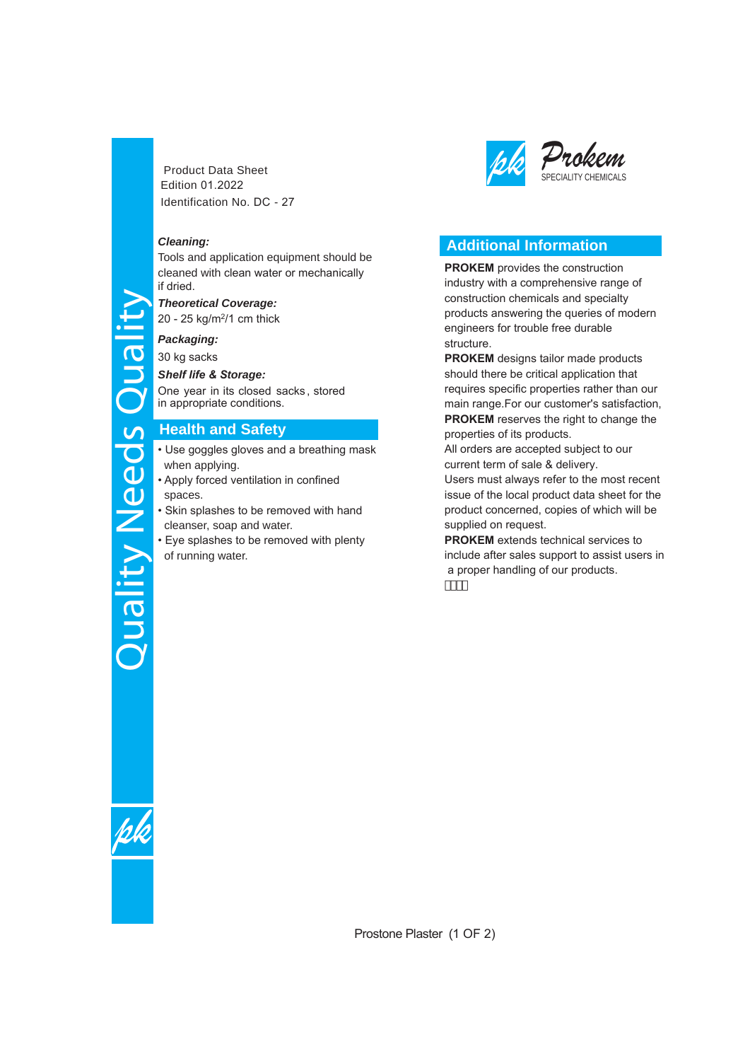Product Data Sheet
Edition 01.2022
Identification No. DC - 27

***Cleaning:***

Tools and application equipment should be cleaned with clean water or mechanically if dried.

***Theoretical Coverage:***

20 - 25 kg/m$^2$/1 cm thick

***Packaging:***

30 kg sacks

***Shelf life & Storage:***

One year in its closed sacks, stored in appropriate conditions.

## Health and Safety

- Use goggles gloves and a breathing mask when applying.
- Apply forced ventilation in confined spaces.
- Skin splashes to be removed with hand cleanser, soap and water.
- Eye splashes to be removed with plenty of running water.

## Additional Information

**PROKEM** provides the construction industry with a comprehensive range of construction chemicals and specialty products answering the queries of modern engineers for trouble free durable structure.

**PROKEM** designs tailor made products should there be critical application that requires specific properties rather than our main range.For our customer's satisfaction, **PROKEM** reserves the right to change the properties of its products.

All orders are accepted subject to our current term of sale & delivery.

Users must always refer to the most recent issue of the local product data sheet for the product concerned, copies of which will be supplied on request.

**PROKEM** extends technical services to include after sales support to assist users in a proper handling of our products.